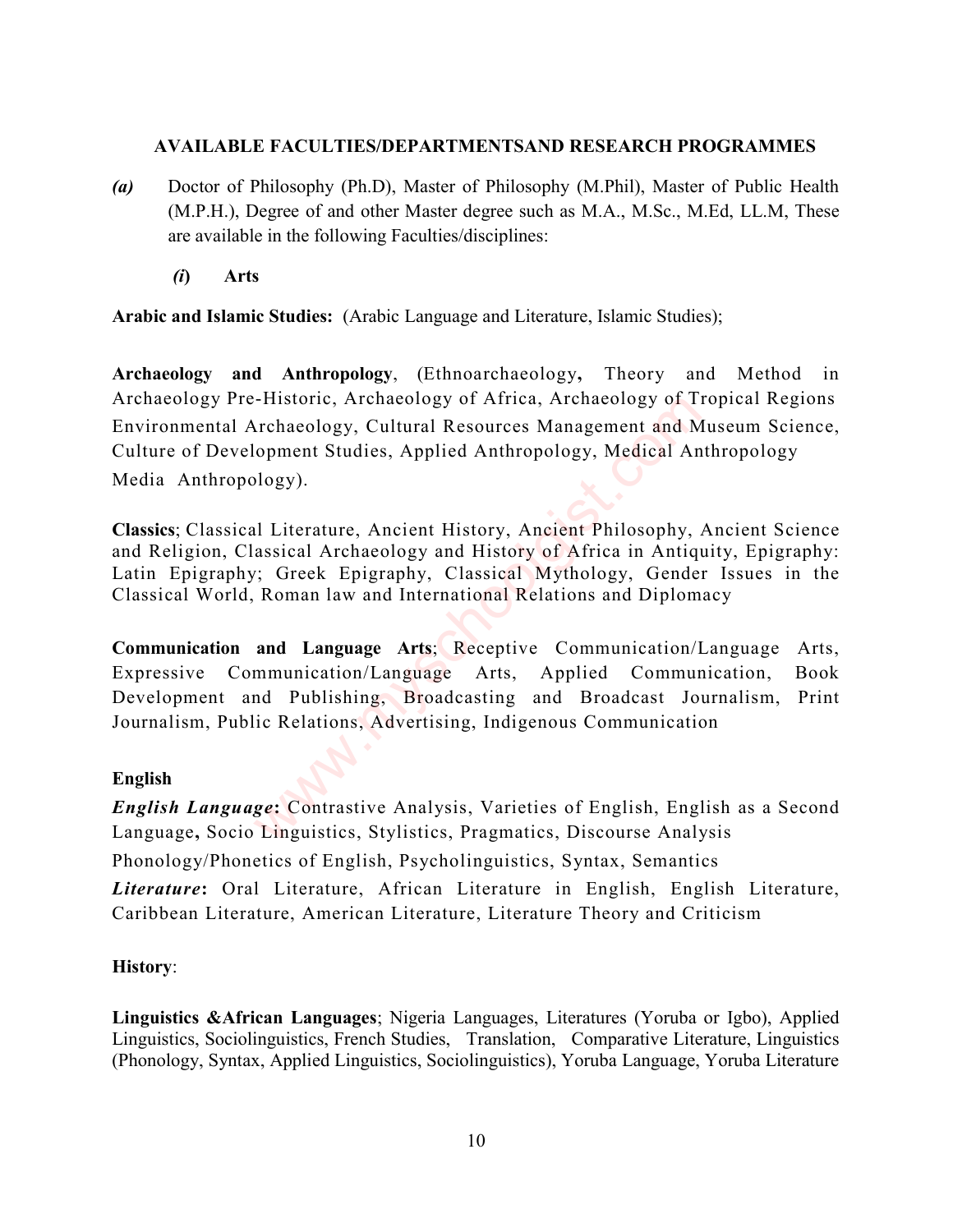**AVAILABLE FACULTIES/DEPARTMENTSAND RESEARCH PROGRAMMES**

***(a)*** Doctor of Philosophy (Ph.D), Master of Philosophy (M.Phil), Master of Public Health (M.P.H.), Degree of and other Master degree such as M.A., M.Sc., M.Ed, LL.M, These are available in the following Faculties/disciplines:

***(i)*** **Arts**

**Arabic and Islamic Studies:** (Arabic Language and Literature, Islamic Studies);

**Archaeology and Anthropology**, (Ethnoarchaeology**,** Theory and Method in Archaeology Pre-Historic, Archaeology of Africa, Archaeology of Tropical Regions Environmental Archaeology, Cultural Resources Management and Museum Science, Culture of Development Studies, Applied Anthropology, Medical Anthropology Media Anthropology).

**Classics**; Classical Literature, Ancient History, Ancient Philosophy, Ancient Science and Religion, Classical Archaeology and History of Africa in Antiquity, Epigraphy: Latin Epigraphy; Greek Epigraphy, Classical Mythology, Gender Issues in the Classical World, Roman law and International Relations and Diplomacy

**Communication and Language Arts**; Receptive Communication/Language Arts, Expressive Communication/Language Arts, Applied Communication, Book Development and Publishing, Broadcasting and Broadcast Journalism, Print Journalism, Public Relations, Advertising, Indigenous Communication

**English**

***English Language*****:** Contrastive Analysis, Varieties of English, English as a Second Language**,** Socio Linguistics, Stylistics, Pragmatics, Discourse Analysis Phonology/Phonetics of English, Psycholinguistics, Syntax, Semantics

***Literature*****:** Oral Literature, African Literature in English, English Literature, Caribbean Literature, American Literature, Literature Theory and Criticism

**History**:

**Linguistics &African Languages**; Nigeria Languages, Literatures (Yoruba or Igbo), Applied Linguistics, Sociolinguistics, French Studies, Translation, Comparative Literature, Linguistics (Phonology, Syntax, Applied Linguistics, Sociolinguistics), Yoruba Language, Yoruba Literature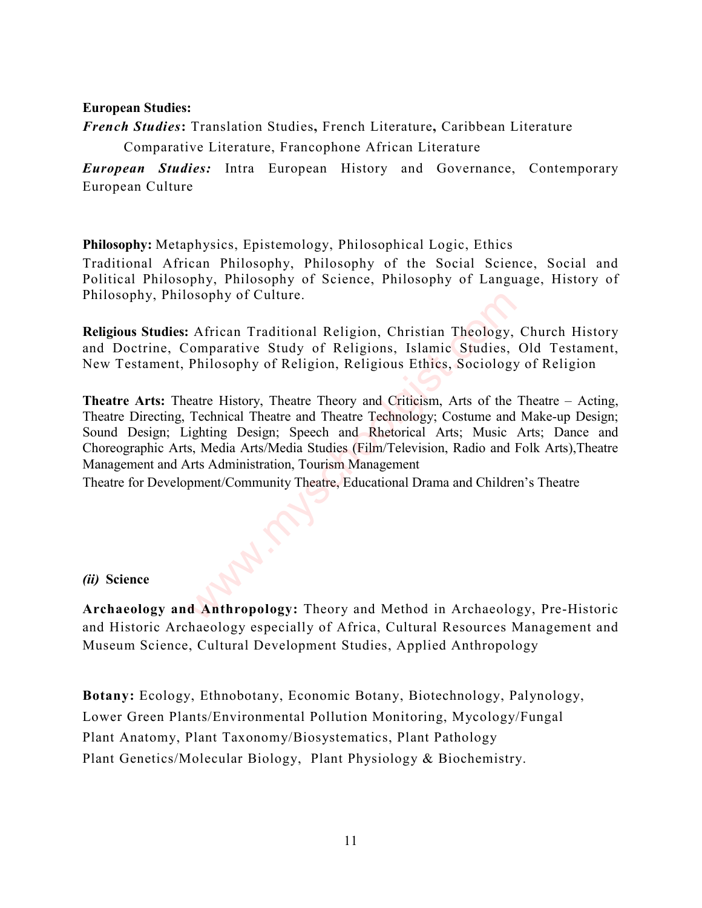**European Studies:**

***French Studies*:** Translation Studies, French Literature, Caribbean Literature
Comparative Literature, Francophone African Literature

***European Studies:*** Intra European History and Governance, Contemporary European Culture

**Philosophy:** Metaphysics, Epistemology, Philosophical Logic, Ethics
Traditional African Philosophy, Philosophy of the Social Science, Social and Political Philosophy, Philosophy of Science, Philosophy of Language, History of Philosophy, Philosophy of Culture.

**Religious Studies:** African Traditional Religion, Christian Theology, Church History and Doctrine, Comparative Study of Religions, Islamic Studies, Old Testament, New Testament, Philosophy of Religion, Religious Ethics, Sociology of Religion

**Theatre Arts:** Theatre History, Theatre Theory and Criticism, Arts of the Theatre – Acting, Theatre Directing, Technical Theatre and Theatre Technology; Costume and Make-up Design; Sound Design; Lighting Design; Speech and Rhetorical Arts; Music Arts; Dance and Choreographic Arts, Media Arts/Media Studies (Film/Television, Radio and Folk Arts),Theatre Management and Arts Administration, Tourism Management
Theatre for Development/Community Theatre, Educational Drama and Children's Theatre

***(ii)*** **Science**

**Archaeology and Anthropology:** Theory and Method in Archaeology, Pre-Historic and Historic Archaeology especially of Africa, Cultural Resources Management and Museum Science, Cultural Development Studies, Applied Anthropology

**Botany:** Ecology, Ethnobotany, Economic Botany, Biotechnology, Palynology, Lower Green Plants/Environmental Pollution Monitoring, Mycology/Fungal Plant Anatomy, Plant Taxonomy/Biosystematics, Plant Pathology
Plant Genetics/Molecular Biology, Plant Physiology & Biochemistry.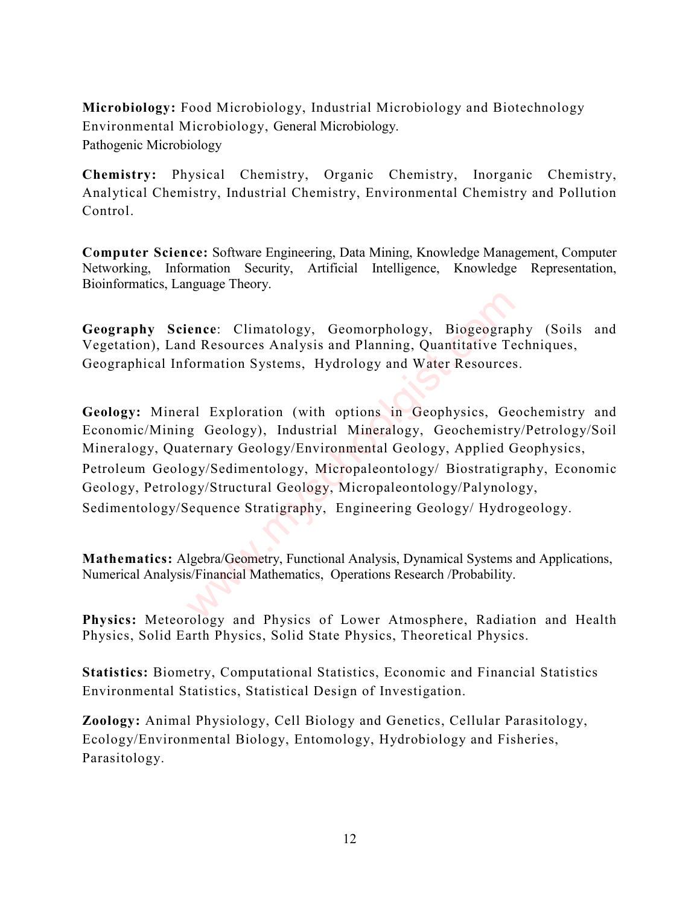**Microbiology:** Food Microbiology, Industrial Microbiology and Biotechnology Environmental Microbiology, General Microbiology.
Pathogenic Microbiology

**Chemistry:** Physical Chemistry, Organic Chemistry, Inorganic Chemistry, Analytical Chemistry, Industrial Chemistry, Environmental Chemistry and Pollution Control.

**Computer Science:** Software Engineering, Data Mining, Knowledge Management, Computer Networking, Information Security, Artificial Intelligence, Knowledge Representation, Bioinformatics, Language Theory.

**Geography Science**: Climatology, Geomorphology, Biogeography (Soils and Vegetation), Land Resources Analysis and Planning, Quantitative Techniques, Geographical Information Systems, Hydrology and Water Resources.

**Geology:** Mineral Exploration (with options in Geophysics, Geochemistry and Economic/Mining Geology), Industrial Mineralogy, Geochemistry/Petrology/Soil Mineralogy, Quaternary Geology/Environmental Geology, Applied Geophysics, Petroleum Geology/Sedimentology, Micropaleontology/ Biostratigraphy, Economic Geology, Petrology/Structural Geology, Micropaleontology/Palynology, Sedimentology/Sequence Stratigraphy, Engineering Geology/ Hydrogeology.

**Mathematics:** Algebra/Geometry, Functional Analysis, Dynamical Systems and Applications, Numerical Analysis/Financial Mathematics, Operations Research /Probability.

**Physics:** Meteorology and Physics of Lower Atmosphere, Radiation and Health Physics, Solid Earth Physics, Solid State Physics, Theoretical Physics.

**Statistics:** Biometry, Computational Statistics, Economic and Financial Statistics Environmental Statistics, Statistical Design of Investigation.

**Zoology:** Animal Physiology, Cell Biology and Genetics, Cellular Parasitology, Ecology/Environmental Biology, Entomology, Hydrobiology and Fisheries, Parasitology.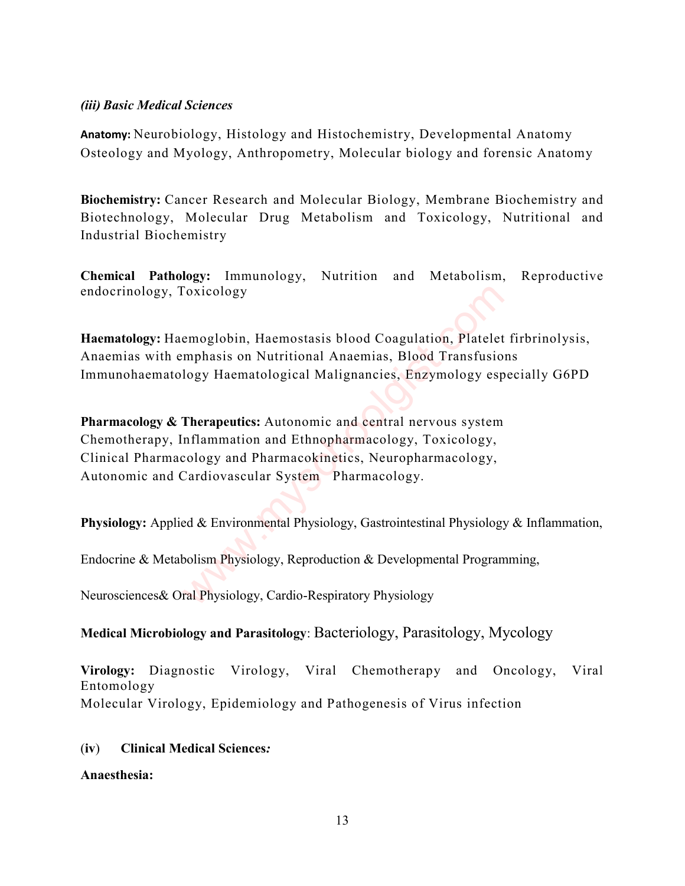*(iii) Basic Medical Sciences*

**Anatomy:** Neurobiology, Histology and Histochemistry, Developmental Anatomy Osteology and Myology, Anthropometry, Molecular biology and forensic Anatomy

**Biochemistry:** Cancer Research and Molecular Biology, Membrane Biochemistry and Biotechnology, Molecular Drug Metabolism and Toxicology, Nutritional and Industrial Biochemistry

**Chemical Pathology:** Immunology, Nutrition and Metabolism, Reproductive endocrinology, Toxicology

**Haematology:** Haemoglobin, Haemostasis blood Coagulation, Platelet firbrinolysis, Anaemias with emphasis on Nutritional Anaemias, Blood Transfusions Immunohaematology Haematological Malignancies, Enzymology especially G6PD

**Pharmacology & Therapeutics:** Autonomic and central nervous system Chemotherapy, Inflammation and Ethnopharmacology, Toxicology, Clinical Pharmacology and Pharmacokinetics, Neuropharmacology, Autonomic and Cardiovascular System Pharmacology.

**Physiology:** Applied & Environmental Physiology, Gastrointestinal Physiology & Inflammation,

Endocrine & Metabolism Physiology, Reproduction & Developmental Programming,

Neurosciences& Oral Physiology, Cardio-Respiratory Physiology

**Medical Microbiology and Parasitology**: Bacteriology, Parasitology, Mycology

**Virology:** Diagnostic Virology, Viral Chemotherapy and Oncology, Viral Entomology
Molecular Virology, Epidemiology and Pathogenesis of Virus infection

**(iv) Clinical Medical Sciences*:***

**Anaesthesia:**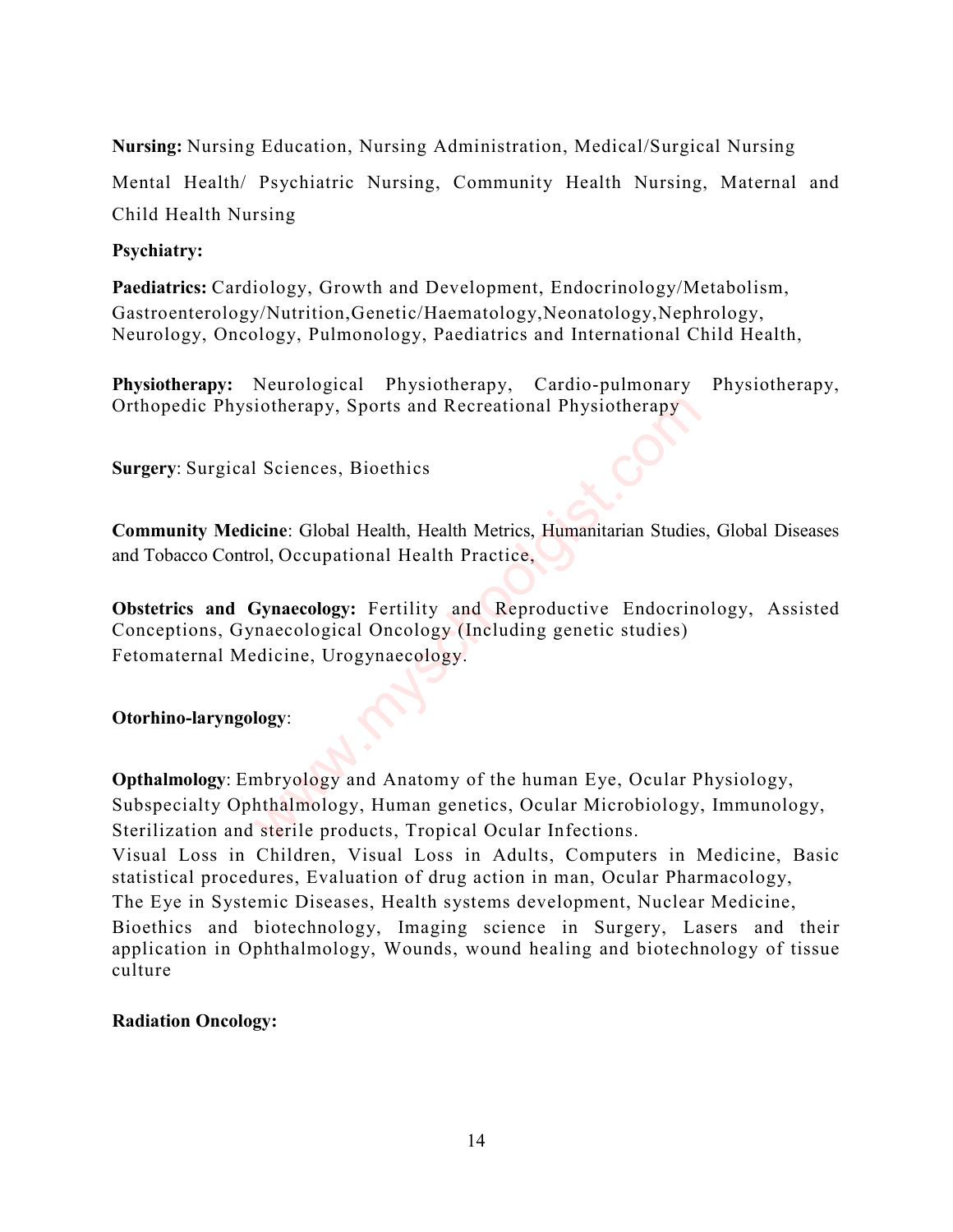**Nursing:** Nursing Education, Nursing Administration, Medical/Surgical Nursing Mental Health/ Psychiatric Nursing, Community Health Nursing, Maternal and Child Health Nursing

**Psychiatry:**

**Paediatrics:** Cardiology, Growth and Development, Endocrinology/Metabolism, Gastroenterology/Nutrition,Genetic/Haematology,Neonatology,Nephrology, Neurology, Oncology, Pulmonology, Paediatrics and International Child Health,

**Physiotherapy:** Neurological Physiotherapy, Cardio-pulmonary Physiotherapy, Orthopedic Physiotherapy, Sports and Recreational Physiotherapy

**Surgery**: Surgical Sciences, Bioethics

**Community Medicine**: Global Health, Health Metrics, Humanitarian Studies, Global Diseases and Tobacco Control, Occupational Health Practice,

**Obstetrics and Gynaecology:** Fertility and Reproductive Endocrinology, Assisted Conceptions, Gynaecological Oncology (Including genetic studies) Fetomaternal Medicine, Urogynaecology.

**Otorhino-laryngology**:

**Opthalmology**: Embryology and Anatomy of the human Eye, Ocular Physiology, Subspecialty Ophthalmology, Human genetics, Ocular Microbiology, Immunology, Sterilization and sterile products, Tropical Ocular Infections. Visual Loss in Children, Visual Loss in Adults, Computers in Medicine, Basic statistical procedures, Evaluation of drug action in man, Ocular Pharmacology, The Eye in Systemic Diseases, Health systems development, Nuclear Medicine, Bioethics and biotechnology, Imaging science in Surgery, Lasers and their application in Ophthalmology, Wounds, wound healing and biotechnology of tissue culture

**Radiation Oncology:**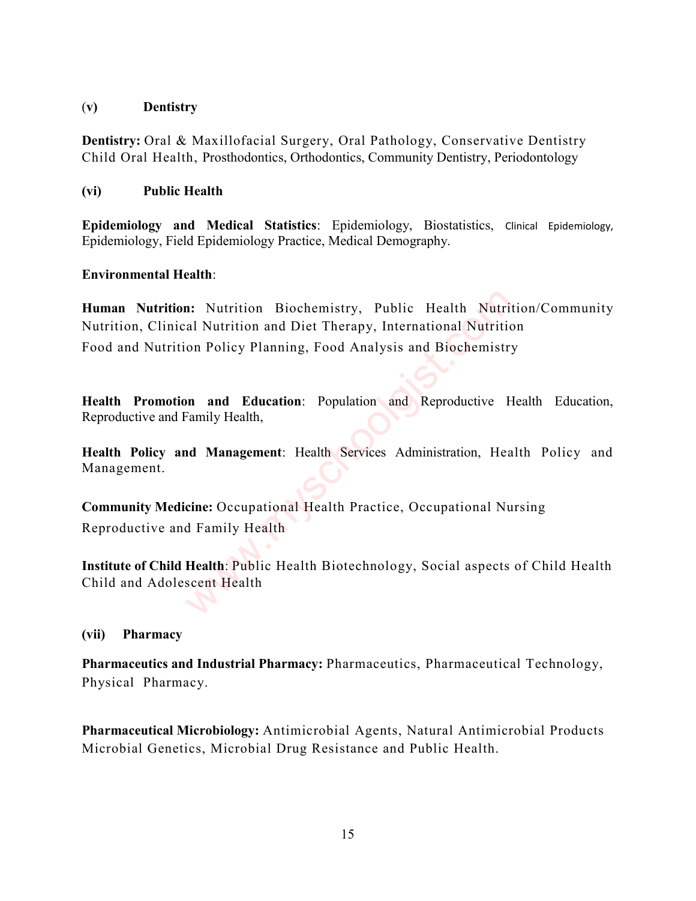### (v) Dentistry

**Dentistry:** Oral & Maxillofacial Surgery, Oral Pathology, Conservative Dentistry Child Oral Health, Prosthodontics, Orthodontics, Community Dentistry, Periodontology

### (vi) Public Health

**Epidemiology and Medical Statistics**: Epidemiology, Biostatistics, Clinical Epidemiology, Epidemiology, Field Epidemiology Practice, Medical Demography.

**Environmental Health**:

**Human Nutrition:** Nutrition Biochemistry, Public Health Nutrition/Community Nutrition, Clinical Nutrition and Diet Therapy, International Nutrition
Food and Nutrition Policy Planning, Food Analysis and Biochemistry

**Health Promotion and Education**: Population and Reproductive Health Education, Reproductive and Family Health,

**Health Policy and Management**: Health Services Administration, Health Policy and Management.

**Community Medicine:** Occupational Health Practice, Occupational Nursing
Reproductive and Family Health

**Institute of Child Health**: Public Health Biotechnology, Social aspects of Child Health Child and Adolescent Health

### (vii) Pharmacy

**Pharmaceutics and Industrial Pharmacy:** Pharmaceutics, Pharmaceutical Technology, Physical Pharmacy.

**Pharmaceutical Microbiology:** Antimicrobial Agents, Natural Antimicrobial Products Microbial Genetics, Microbial Drug Resistance and Public Health.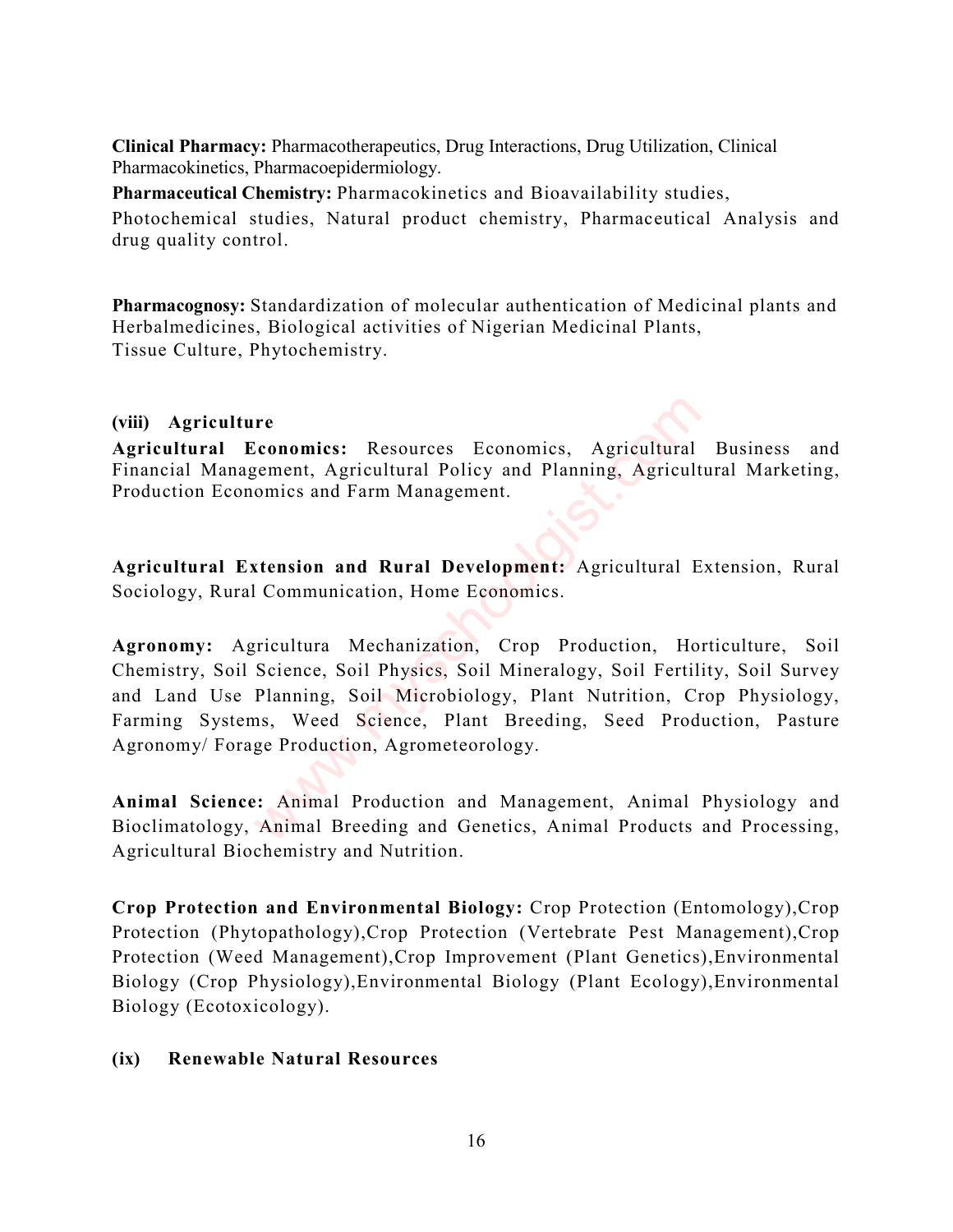**Clinical Pharmacy:** Pharmacotherapeutics, Drug Interactions, Drug Utilization, Clinical Pharmacokinetics, Pharmacoepidermiology.

**Pharmaceutical Chemistry:** Pharmacokinetics and Bioavailability studies, Photochemical studies, Natural product chemistry, Pharmaceutical Analysis and drug quality control.

**Pharmacognosy:** Standardization of molecular authentication of Medicinal plants and Herbalmedicines, Biological activities of Nigerian Medicinal Plants, Tissue Culture, Phytochemistry.

**(viii) Agriculture**

**Agricultural Economics:** Resources Economics, Agricultural Business and Financial Management, Agricultural Policy and Planning, Agricultural Marketing, Production Economics and Farm Management.

**Agricultural Extension and Rural Development:** Agricultural Extension, Rural Sociology, Rural Communication, Home Economics.

**Agronomy:** Agricultura Mechanization, Crop Production, Horticulture, Soil Chemistry, Soil Science, Soil Physics, Soil Mineralogy, Soil Fertility, Soil Survey and Land Use Planning, Soil Microbiology, Plant Nutrition, Crop Physiology, Farming Systems, Weed Science, Plant Breeding, Seed Production, Pasture Agronomy/ Forage Production, Agrometeorology.

**Animal Science:** Animal Production and Management, Animal Physiology and Bioclimatology, Animal Breeding and Genetics, Animal Products and Processing, Agricultural Biochemistry and Nutrition.

**Crop Protection and Environmental Biology:** Crop Protection (Entomology),Crop Protection (Phytopathology),Crop Protection (Vertebrate Pest Management),Crop Protection (Weed Management),Crop Improvement (Plant Genetics),Environmental Biology (Crop Physiology),Environmental Biology (Plant Ecology),Environmental Biology (Ecotoxicology).

**(ix) Renewable Natural Resources**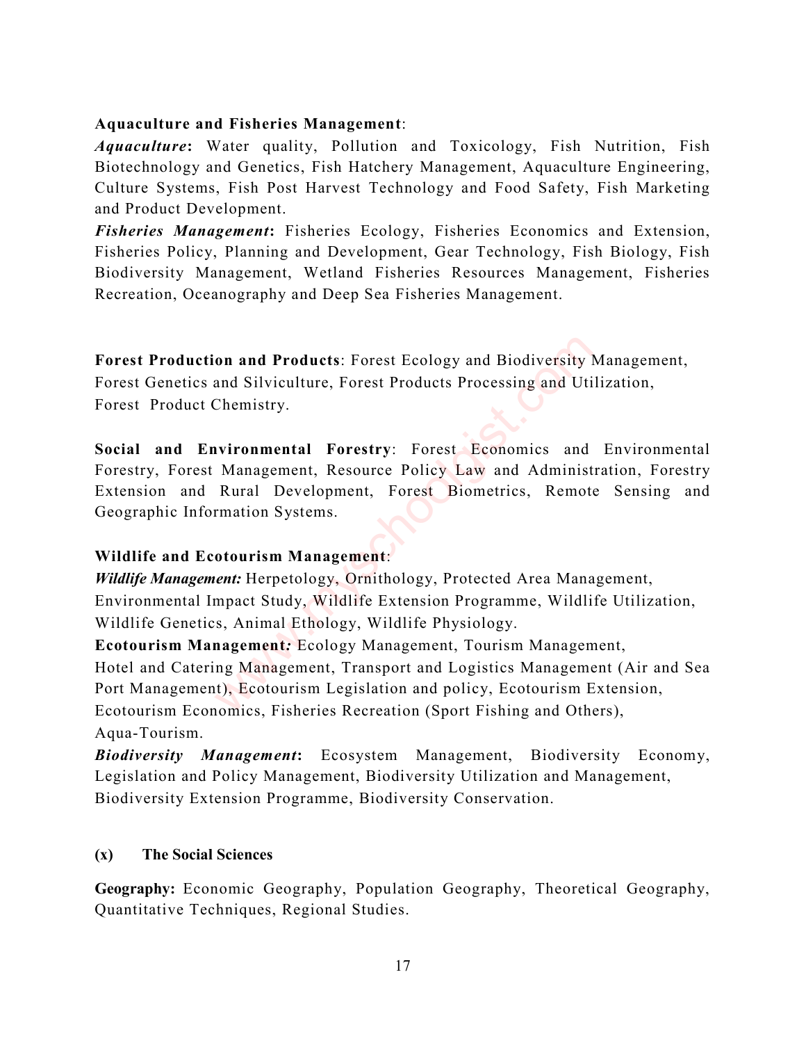**Aquaculture and Fisheries Management**:

***Aquaculture*:** Water quality, Pollution and Toxicology, Fish Nutrition, Fish Biotechnology and Genetics, Fish Hatchery Management, Aquaculture Engineering, Culture Systems, Fish Post Harvest Technology and Food Safety, Fish Marketing and Product Development.

***Fisheries Management*:** Fisheries Ecology, Fisheries Economics and Extension, Fisheries Policy, Planning and Development, Gear Technology, Fish Biology, Fish Biodiversity Management, Wetland Fisheries Resources Management, Fisheries Recreation, Oceanography and Deep Sea Fisheries Management.

**Forest Production and Products**: Forest Ecology and Biodiversity Management, Forest Genetics and Silviculture, Forest Products Processing and Utilization, Forest Product Chemistry.

**Social and Environmental Forestry**: Forest Economics and Environmental Forestry, Forest Management, Resource Policy Law and Administration, Forestry Extension and Rural Development, Forest Biometrics, Remote Sensing and Geographic Information Systems.

**Wildlife and Ecotourism Management**:

***Wildlife Management:*** Herpetology, Ornithology, Protected Area Management, Environmental Impact Study, Wildlife Extension Programme, Wildlife Utilization, Wildlife Genetics, Animal Ethology, Wildlife Physiology.

**Ecotourism Management***:* Ecology Management, Tourism Management, Hotel and Catering Management, Transport and Logistics Management (Air and Sea Port Management), Ecotourism Legislation and policy, Ecotourism Extension, Ecotourism Economics, Fisheries Recreation (Sport Fishing and Others), Aqua-Tourism.

***Biodiversity Management*:** Ecosystem Management, Biodiversity Economy, Legislation and Policy Management, Biodiversity Utilization and Management, Biodiversity Extension Programme, Biodiversity Conservation.

### (x) The Social Sciences

**Geography:** Economic Geography, Population Geography, Theoretical Geography, Quantitative Techniques, Regional Studies.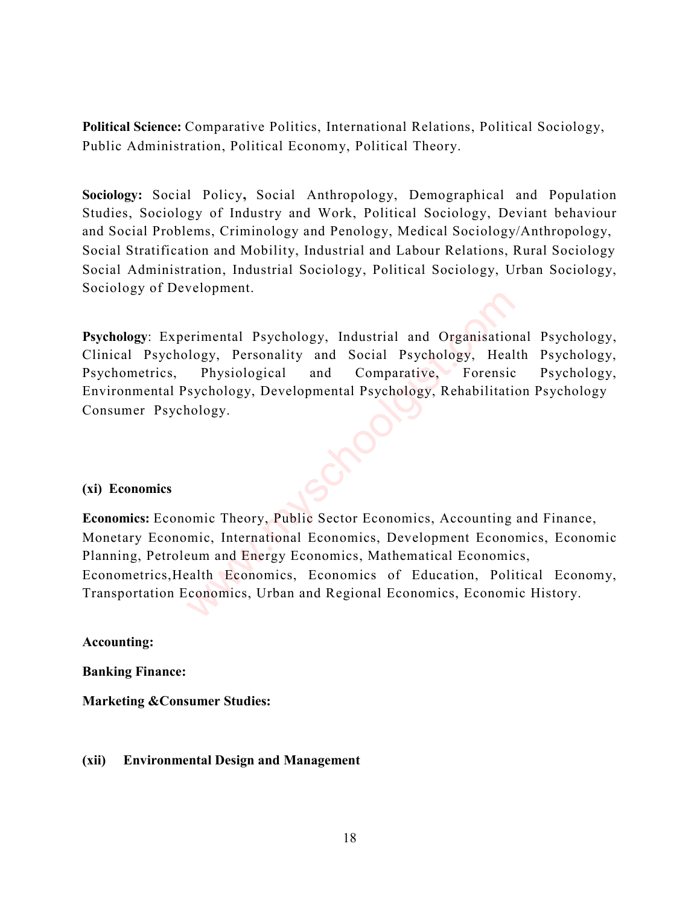**Political Science:** Comparative Politics, International Relations, Political Sociology, Public Administration, Political Economy, Political Theory.

**Sociology:** Social Policy**,** Social Anthropology, Demographical and Population Studies, Sociology of Industry and Work, Political Sociology, Deviant behaviour and Social Problems, Criminology and Penology, Medical Sociology/Anthropology, Social Stratification and Mobility, Industrial and Labour Relations, Rural Sociology Social Administration, Industrial Sociology, Political Sociology, Urban Sociology, Sociology of Development.

**Psychology**: Experimental Psychology, Industrial and Organisational Psychology, Clinical Psychology, Personality and Social Psychology, Health Psychology, Psychometrics, Physiological and Comparative, Forensic Psychology, Environmental Psychology, Developmental Psychology, Rehabilitation Psychology Consumer Psychology.

**(xi) Economics**

**Economics:** Economic Theory, Public Sector Economics, Accounting and Finance, Monetary Economic, International Economics, Development Economics, Economic Planning, Petroleum and Energy Economics, Mathematical Economics, Econometrics,Health Economics, Economics of Education, Political Economy, Transportation Economics, Urban and Regional Economics, Economic History.

**Accounting:**

**Banking Finance:**

**Marketing &Consumer Studies:**

**(xii) Environmental Design and Management**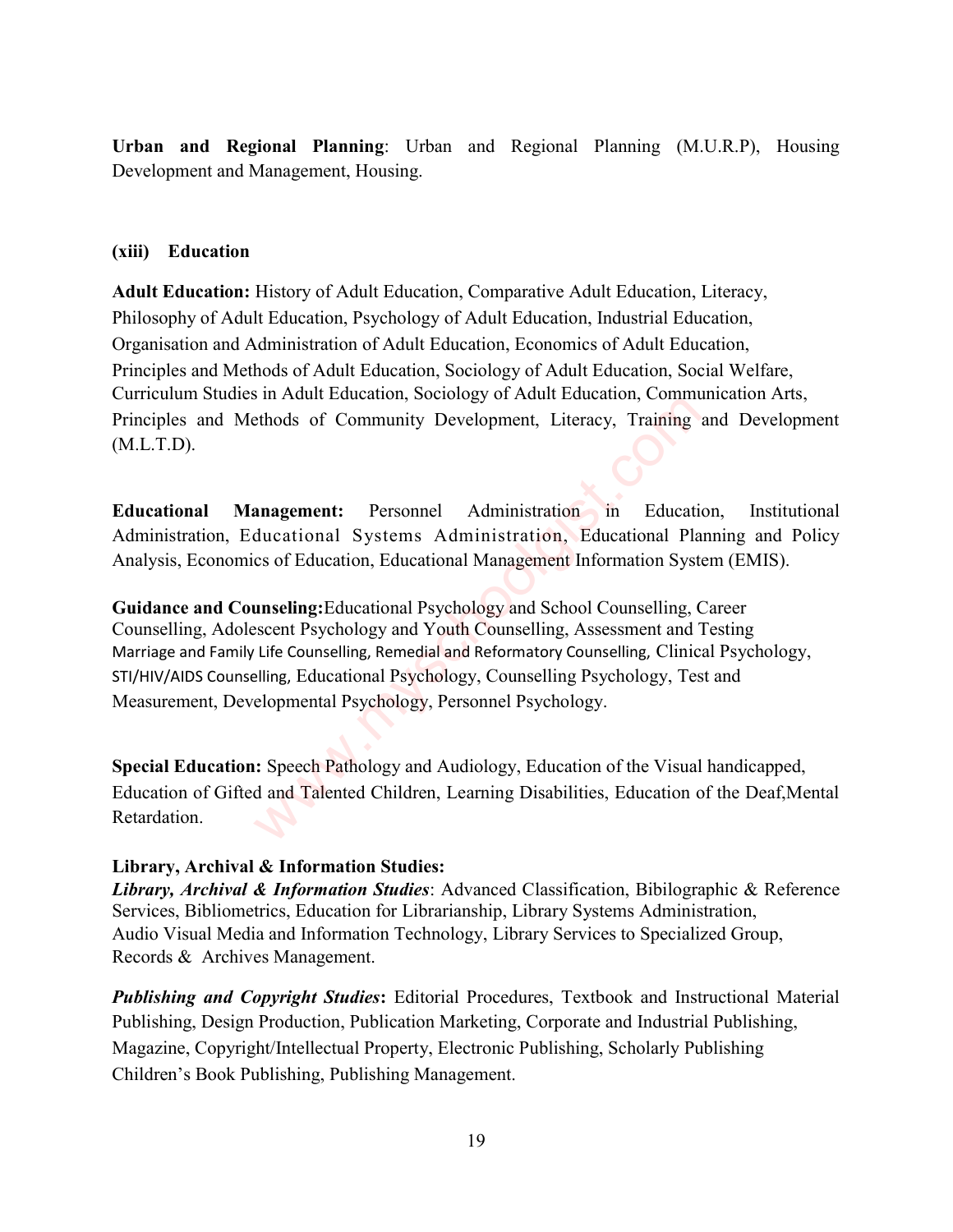**Urban and Regional Planning**: Urban and Regional Planning (M.U.R.P), Housing Development and Management, Housing.

### (xiii) Education

**Adult Education:** History of Adult Education, Comparative Adult Education, Literacy, Philosophy of Adult Education, Psychology of Adult Education, Industrial Education, Organisation and Administration of Adult Education, Economics of Adult Education, Principles and Methods of Adult Education, Sociology of Adult Education, Social Welfare, Curriculum Studies in Adult Education, Sociology of Adult Education, Communication Arts, Principles and Methods of Community Development, Literacy, Training and Development (M.L.T.D).

**Educational Management:** Personnel Administration in Education, Institutional Administration, Educational Systems Administration, Educational Planning and Policy Analysis, Economics of Education, Educational Management Information System (EMIS).

**Guidance and Counseling:**Educational Psychology and School Counselling, Career Counselling, Adolescent Psychology and Youth Counselling, Assessment and Testing Marriage and Family Life Counselling, Remedial and Reformatory Counselling, Clinical Psychology, STI/HIV/AIDS Counselling, Educational Psychology, Counselling Psychology, Test and Measurement, Developmental Psychology, Personnel Psychology.

**Special Education:** Speech Pathology and Audiology, Education of the Visual handicapped, Education of Gifted and Talented Children, Learning Disabilities, Education of the Deaf,Mental Retardation.

**Library, Archival & Information Studies:**

***Library, Archival & Information Studies***: Advanced Classification, Bibilographic & Reference Services, Bibliometrics, Education for Librarianship, Library Systems Administration, Audio Visual Media and Information Technology, Library Services to Specialized Group, Records & Archives Management.

***Publishing and Copyright Studies*****:** Editorial Procedures, Textbook and Instructional Material Publishing, Design Production, Publication Marketing, Corporate and Industrial Publishing, Magazine, Copyright/Intellectual Property, Electronic Publishing, Scholarly Publishing Children's Book Publishing, Publishing Management.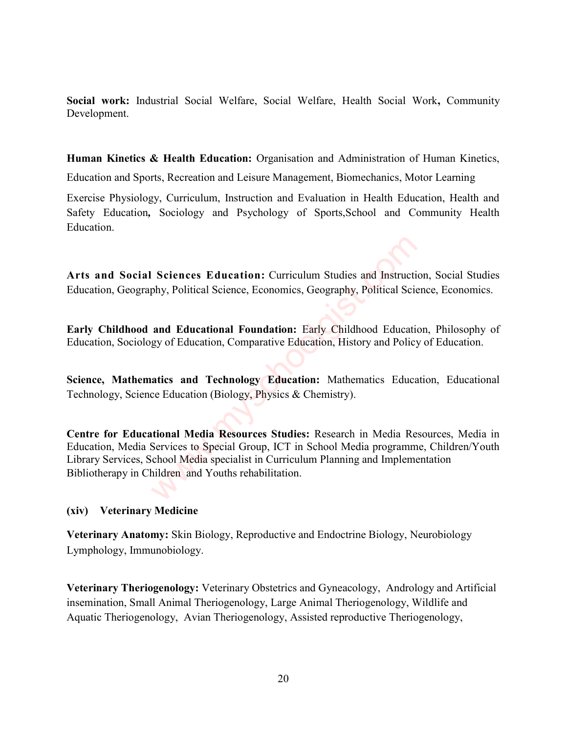**Social work:** Industrial Social Welfare, Social Welfare, Health Social Work**,** Community Development.

**Human Kinetics & Health Education:** Organisation and Administration of Human Kinetics, Education and Sports, Recreation and Leisure Management, Biomechanics, Motor Learning

Exercise Physiology, Curriculum, Instruction and Evaluation in Health Education, Health and Safety Education**,** Sociology and Psychology of Sports,School and Community Health Education.

**Arts and Social Sciences Education:** Curriculum Studies and Instruction, Social Studies Education, Geography, Political Science, Economics, Geography, Political Science, Economics.

**Early Childhood and Educational Foundation:** Early Childhood Education, Philosophy of Education, Sociology of Education, Comparative Education, History and Policy of Education.

**Science, Mathematics and Technology Education:** Mathematics Education, Educational Technology, Science Education (Biology, Physics & Chemistry).

**Centre for Educational Media Resources Studies:** Research in Media Resources, Media in Education, Media Services to Special Group, ICT in School Media programme, Children/Youth Library Services, School Media specialist in Curriculum Planning and Implementation Bibliotherapy in Children and Youths rehabilitation.

**(xiv) Veterinary Medicine**

**Veterinary Anatomy:** Skin Biology, Reproductive and Endoctrine Biology, Neurobiology Lymphology, Immunobiology.

**Veterinary Theriogenology:** Veterinary Obstetrics and Gyneacology, Andrology and Artificial insemination, Small Animal Theriogenology, Large Animal Theriogenology, Wildlife and Aquatic Theriogenology, Avian Theriogenology, Assisted reproductive Theriogenology,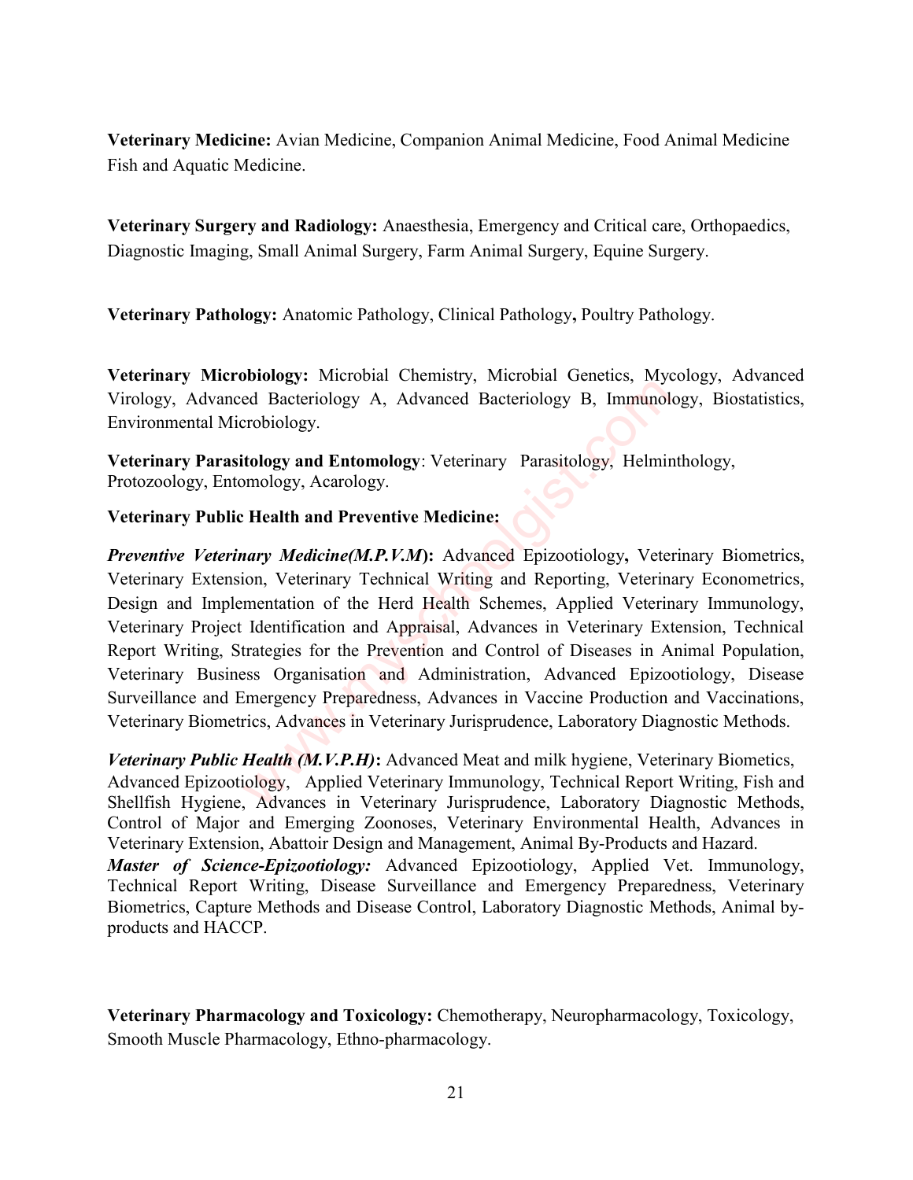**Veterinary Medicine:** Avian Medicine, Companion Animal Medicine, Food Animal Medicine Fish and Aquatic Medicine.

**Veterinary Surgery and Radiology:** Anaesthesia, Emergency and Critical care, Orthopaedics, Diagnostic Imaging, Small Animal Surgery, Farm Animal Surgery, Equine Surgery.

**Veterinary Pathology:** Anatomic Pathology, Clinical Pathology**,** Poultry Pathology.

**Veterinary Microbiology:** Microbial Chemistry, Microbial Genetics, Mycology, Advanced Virology, Advanced Bacteriology A, Advanced Bacteriology B, Immunology, Biostatistics, Environmental Microbiology.

**Veterinary Parasitology and Entomology**: Veterinary Parasitology, Helminthology, Protozoology, Entomology, Acarology.

**Veterinary Public Health and Preventive Medicine:**

***Preventive Veterinary Medicine(M.P.V.M***)**:** Advanced Epizootiology**,** Veterinary Biometrics, Veterinary Extension, Veterinary Technical Writing and Reporting, Veterinary Econometrics, Design and Implementation of the Herd Health Schemes, Applied Veterinary Immunology, Veterinary Project Identification and Appraisal, Advances in Veterinary Extension, Technical Report Writing, Strategies for the Prevention and Control of Diseases in Animal Population, Veterinary Business Organisation and Administration, Advanced Epizootiology, Disease Surveillance and Emergency Preparedness, Advances in Vaccine Production and Vaccinations, Veterinary Biometrics, Advances in Veterinary Jurisprudence, Laboratory Diagnostic Methods.

***Veterinary Public Health (M.V.P.H)*****:** Advanced Meat and milk hygiene, Veterinary Biometrics, Advanced Epizootiology, Applied Veterinary Immunology, Technical Report Writing, Fish and Shellfish Hygiene, Advances in Veterinary Jurisprudence, Laboratory Diagnostic Methods, Control of Major and Emerging Zoonoses, Veterinary Environmental Health, Advances in Veterinary Extension, Abattoir Design and Management, Animal By-Products and Hazard.

***Master of Science-Epizootiology:*** Advanced Epizootiology, Applied Vet. Immunology, Technical Report Writing, Disease Surveillance and Emergency Preparedness, Veterinary Biometrics, Capture Methods and Disease Control, Laboratory Diagnostic Methods, Animal by-products and HACCP.

**Veterinary Pharmacology and Toxicology:** Chemotherapy, Neuropharmacology, Toxicology, Smooth Muscle Pharmacology, Ethno-pharmacology.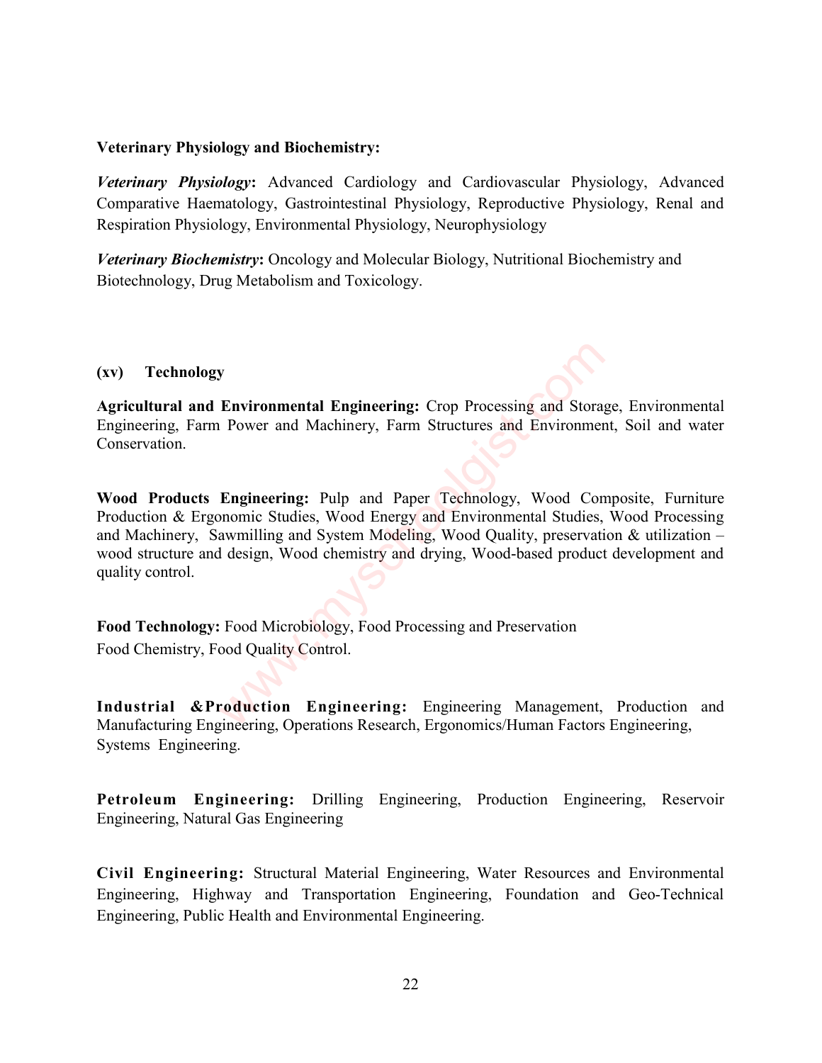**Veterinary Physiology and Biochemistry:**

***Veterinary Physiology*****:** Advanced Cardiology and Cardiovascular Physiology, Advanced Comparative Haematology, Gastrointestinal Physiology, Reproductive Physiology, Renal and Respiration Physiology, Environmental Physiology, Neurophysiology

***Veterinary Biochemistry*****:** Oncology and Molecular Biology, Nutritional Biochemistry and Biotechnology, Drug Metabolism and Toxicology.

## (xv) Technology

**Agricultural and Environmental Engineering:** Crop Processing and Storage, Environmental Engineering, Farm Power and Machinery, Farm Structures and Environment, Soil and water Conservation.

**Wood Products Engineering:** Pulp and Paper Technology, Wood Composite, Furniture Production & Ergonomic Studies, Wood Energy and Environmental Studies, Wood Processing and Machinery, Sawmilling and System Modeling, Wood Quality, preservation & utilization – wood structure and design, Wood chemistry and drying, Wood-based product development and quality control.

**Food Technology:** Food Microbiology, Food Processing and Preservation
Food Chemistry, Food Quality Control.

**Industrial &Production Engineering:** Engineering Management, Production and Manufacturing Engineering, Operations Research, Ergonomics/Human Factors Engineering, Systems Engineering.

**Petroleum Engineering:** Drilling Engineering, Production Engineering, Reservoir Engineering, Natural Gas Engineering

**Civil Engineering:** Structural Material Engineering, Water Resources and Environmental Engineering, Highway and Transportation Engineering, Foundation and Geo-Technical Engineering, Public Health and Environmental Engineering.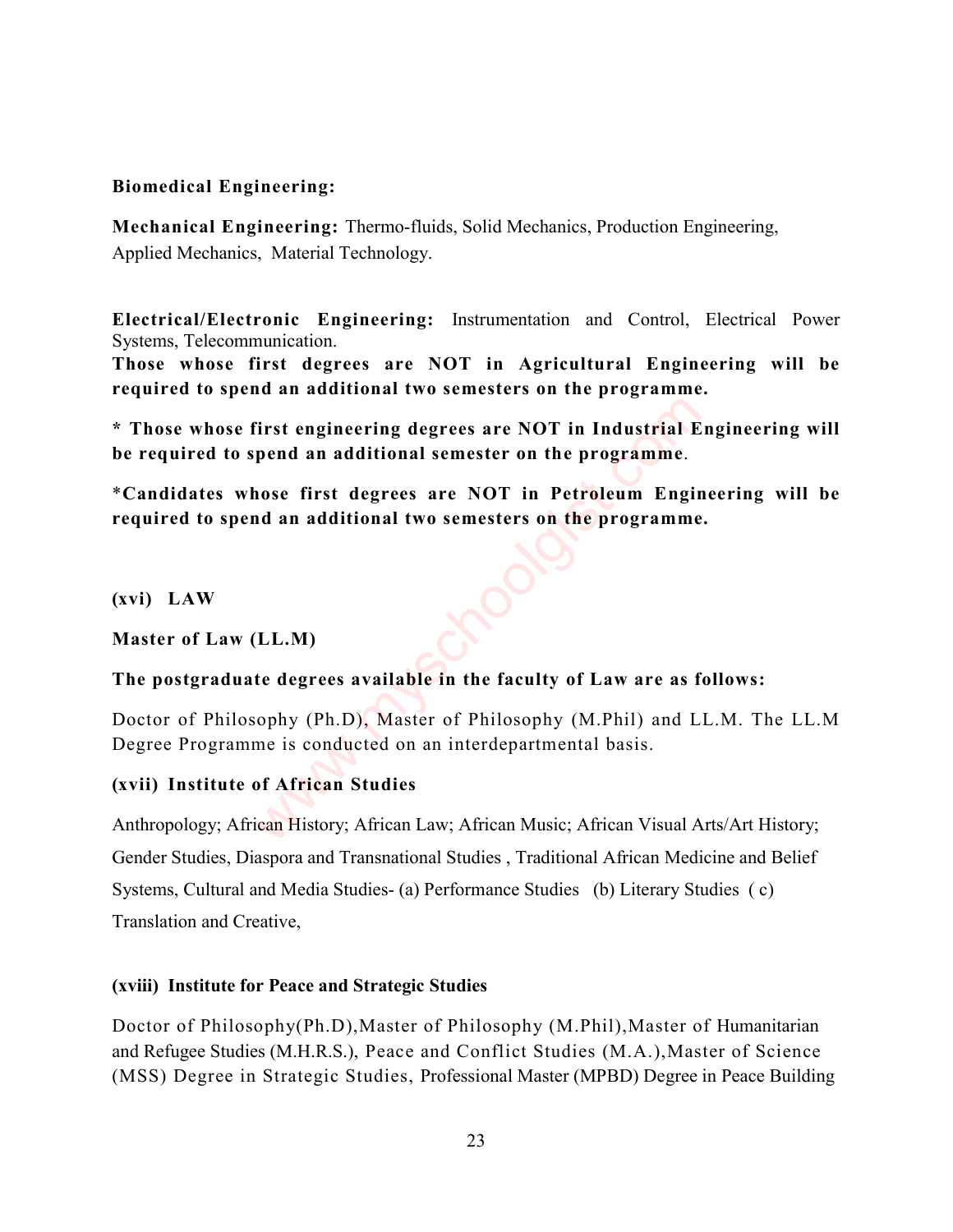**Biomedical Engineering:**

**Mechanical Engineering:** Thermo-fluids, Solid Mechanics, Production Engineering, Applied Mechanics, Material Technology.

**Electrical/Electronic Engineering:** Instrumentation and Control, Electrical Power Systems, Telecommunication.

**Those whose first degrees are NOT in Agricultural Engineering will be required to spend an additional two semesters on the programme.**

**\* Those whose first engineering degrees are NOT in Industrial Engineering will be required to spend an additional semester on the programme**.

\***Candidates whose first degrees are NOT in Petroleum Engineering will be required to spend an additional two semesters on the programme.**

**(xvi) LAW**

**Master of Law (LL.M)**

**The postgraduate degrees available in the faculty of Law are as follows:**

Doctor of Philosophy (Ph.D), Master of Philosophy (M.Phil) and LL.M. The LL.M Degree Programme is conducted on an interdepartmental basis.

**(xvii) Institute of African Studies**

Anthropology; African History; African Law; African Music; African Visual Arts/Art History; Gender Studies, Diaspora and Transnational Studies , Traditional African Medicine and Belief Systems, Cultural and Media Studies- (a) Performance Studies (b) Literary Studies ( c) Translation and Creative,

**(xviii) Institute for Peace and Strategic Studies**

Doctor of Philosophy(Ph.D),Master of Philosophy (M.Phil),Master of Humanitarian and Refugee Studies (M.H.R.S.), Peace and Conflict Studies (M.A.),Master of Science (MSS) Degree in Strategic Studies, Professional Master (MPBD) Degree in Peace Building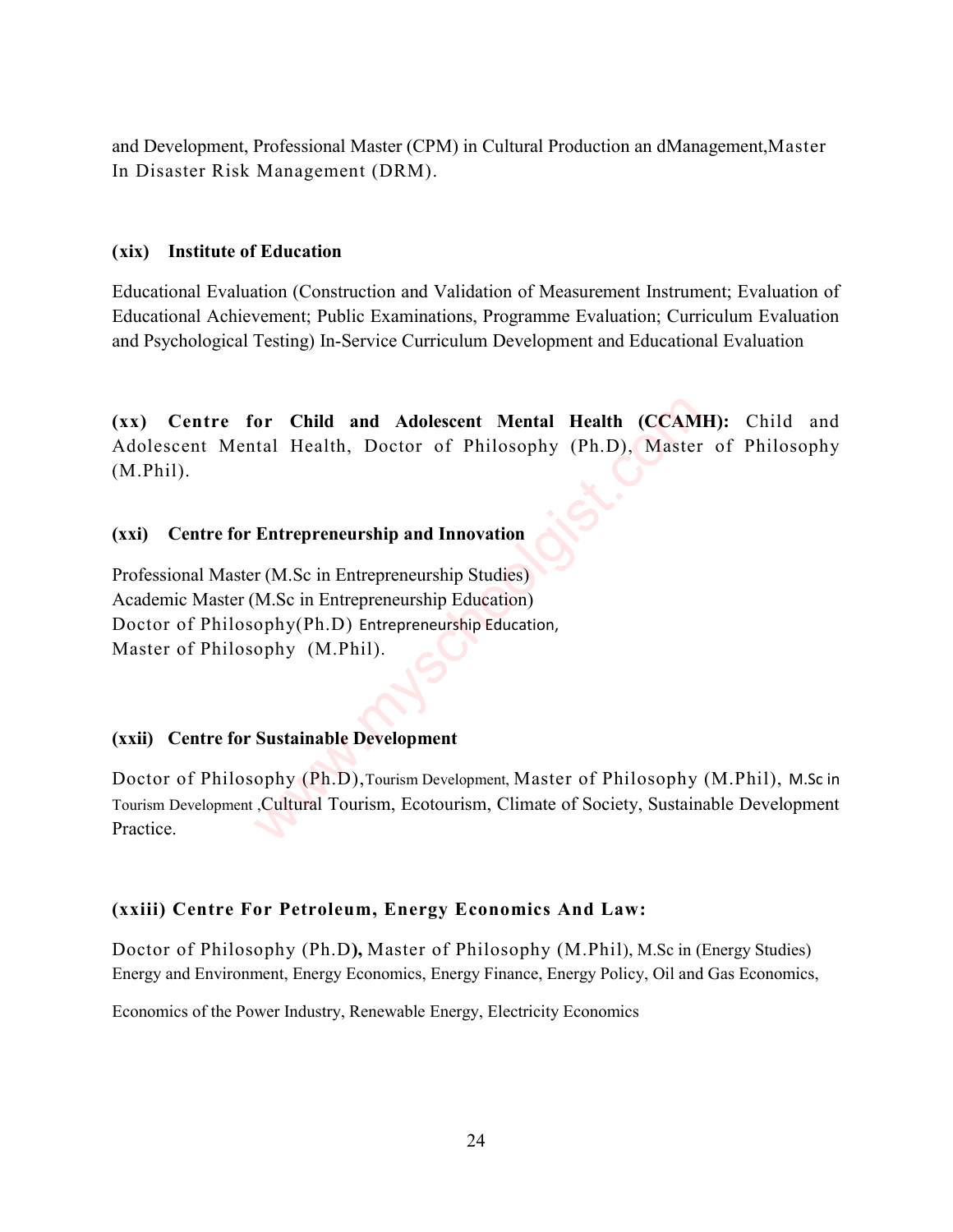and Development, Professional Master (CPM) in Cultural Production an dManagement,Master In Disaster Risk Management (DRM).

**(xix) Institute of Education**

Educational Evaluation (Construction and Validation of Measurement Instrument; Evaluation of Educational Achievement; Public Examinations, Programme Evaluation; Curriculum Evaluation and Psychological Testing) In-Service Curriculum Development and Educational Evaluation

**(xx) Centre for Child and Adolescent Mental Health (CCAMH):** Child and Adolescent Mental Health, Doctor of Philosophy (Ph.D), Master of Philosophy (M.Phil).

**(xxi) Centre for Entrepreneurship and Innovation**

Professional Master (M.Sc in Entrepreneurship Studies)
Academic Master (M.Sc in Entrepreneurship Education)
Doctor of Philosophy(Ph.D) Entrepreneurship Education,
Master of Philosophy (M.Phil).

**(xxii) Centre for Sustainable Development**

Doctor of Philosophy (Ph.D),Tourism Development, Master of Philosophy (M.Phil), M.Sc in Tourism Development ,Cultural Tourism, Ecotourism, Climate of Society, Sustainable Development Practice.

**(xxiii) Centre For Petroleum, Energy Economics And Law:**

Doctor of Philosophy (Ph.D**),** Master of Philosophy (M.Phil), M.Sc in (Energy Studies) Energy and Environment, Energy Economics, Energy Finance, Energy Policy, Oil and Gas Economics,

Economics of the Power Industry, Renewable Energy, Electricity Economics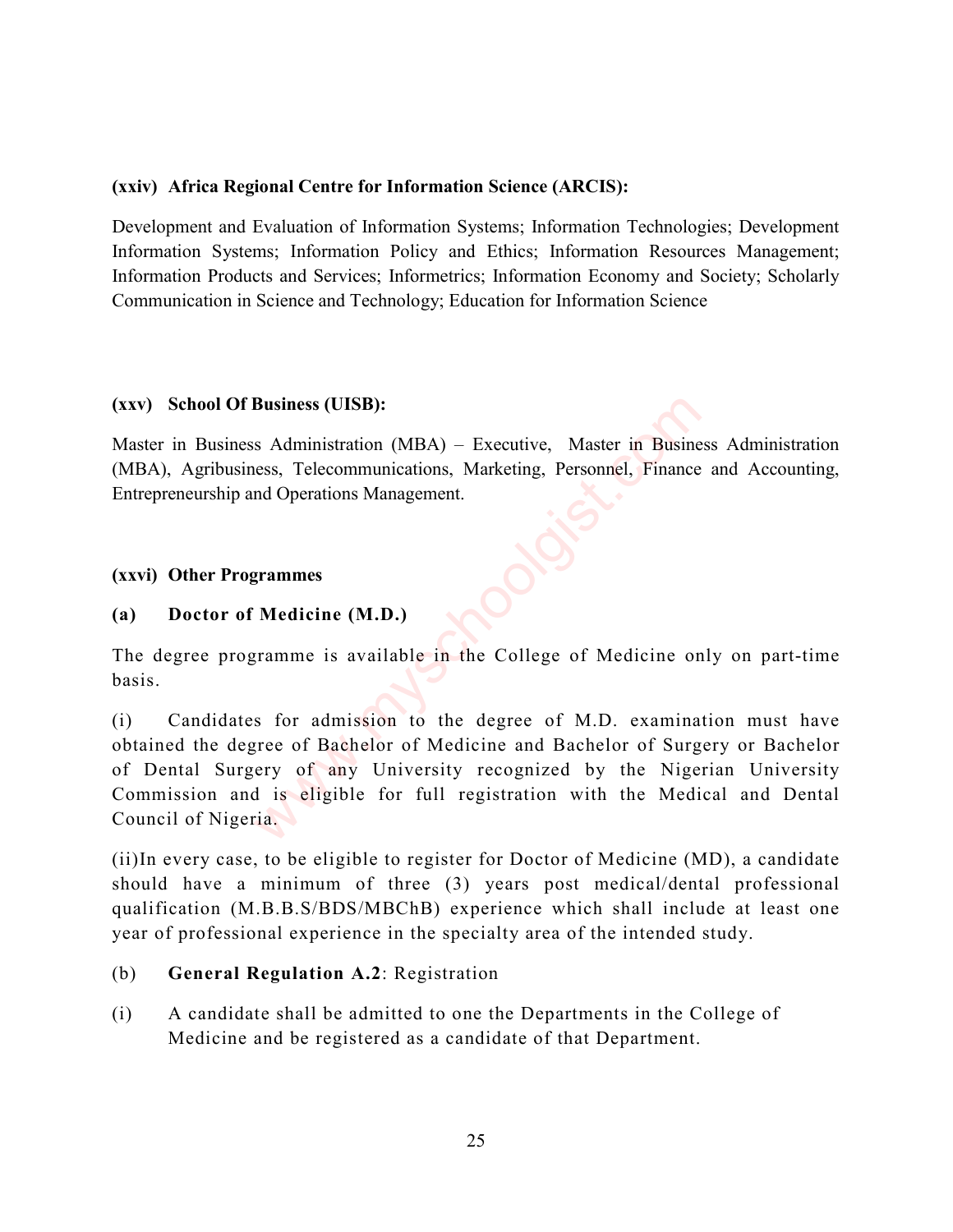**(xxiv) Africa Regional Centre for Information Science (ARCIS):**

Development and Evaluation of Information Systems; Information Technologies; Development Information Systems; Information Policy and Ethics; Information Resources Management; Information Products and Services; Informetrics; Information Economy and Society; Scholarly Communication in Science and Technology; Education for Information Science

**(xxv) School Of Business (UISB):**

Master in Business Administration (MBA) – Executive, Master in Business Administration (MBA), Agribusiness, Telecommunications, Marketing, Personnel, Finance and Accounting, Entrepreneurship and Operations Management.

**(xxvi) Other Programmes**

**(a) Doctor of Medicine (M.D.)**

The degree programme is available in the College of Medicine only on part-time basis.

(i) Candidates for admission to the degree of M.D. examination must have obtained the degree of Bachelor of Medicine and Bachelor of Surgery or Bachelor of Dental Surgery of any University recognized by the Nigerian University Commission and is eligible for full registration with the Medical and Dental Council of Nigeria.

(ii)In every case, to be eligible to register for Doctor of Medicine (MD), a candidate should have a minimum of three (3) years post medical/dental professional qualification (M.B.B.S/BDS/MBChB) experience which shall include at least one year of professional experience in the specialty area of the intended study.

(b) **General Regulation A.2**: Registration

(i) A candidate shall be admitted to one the Departments in the College of Medicine and be registered as a candidate of that Department.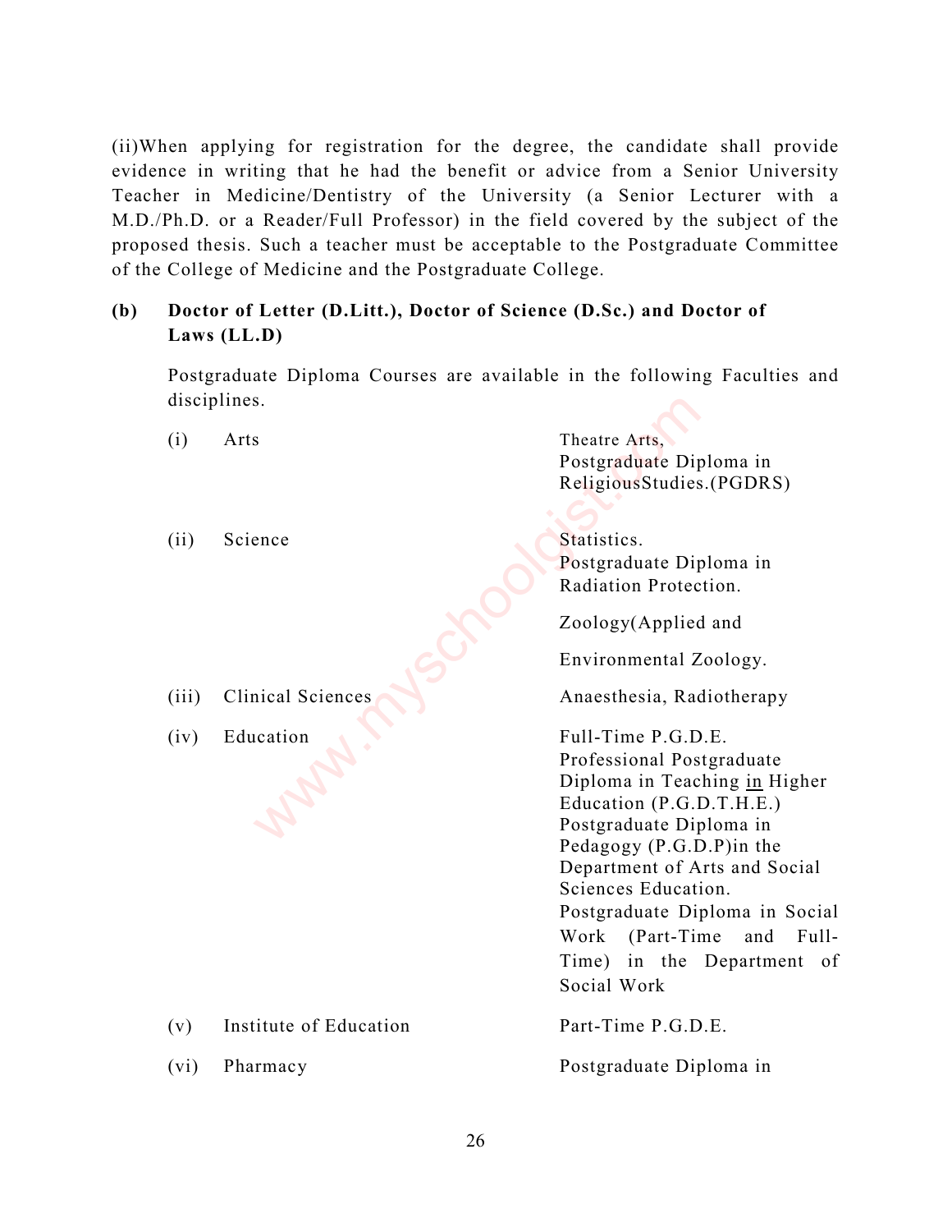(ii)When applying for registration for the degree, the candidate shall provide evidence in writing that he had the benefit or advice from a Senior University Teacher in Medicine/Dentistry of the University (a Senior Lecturer with a M.D./Ph.D. or a Reader/Full Professor) in the field covered by the subject of the proposed thesis. Such a teacher must be acceptable to the Postgraduate Committee of the College of Medicine and the Postgraduate College.

**(b) Doctor of Letter (D.Litt.), Doctor of Science (D.Sc.) and Doctor of Laws (LL.D)**

Postgraduate Diploma Courses are available in the following Faculties and disciplines.

| | Faculty | Courses |
|---|---|---|
| (i) | Arts | Theatre Arts, Postgraduate Diploma in ReligiousStudies.(PGDRS) |
| (ii) | Science | Statistics. Postgraduate Diploma in Radiation Protection. Zoology(Applied and Environmental Zoology. |
| (iii) | Clinical Sciences | Anaesthesia, Radiotherapy |
| (iv) | Education | Full-Time P.G.D.E. Professional Postgraduate Diploma in Teaching in Higher Education (P.G.D.T.H.E.) Postgraduate Diploma in Pedagogy (P.G.D.P)in the Department of Arts and Social Sciences Education. Postgraduate Diploma in Social Work (Part-Time and Full-Time) in the Department of Social Work |
| (v) | Institute of Education | Part-Time P.G.D.E. |
| (vi) | Pharmacy | Postgraduate Diploma in |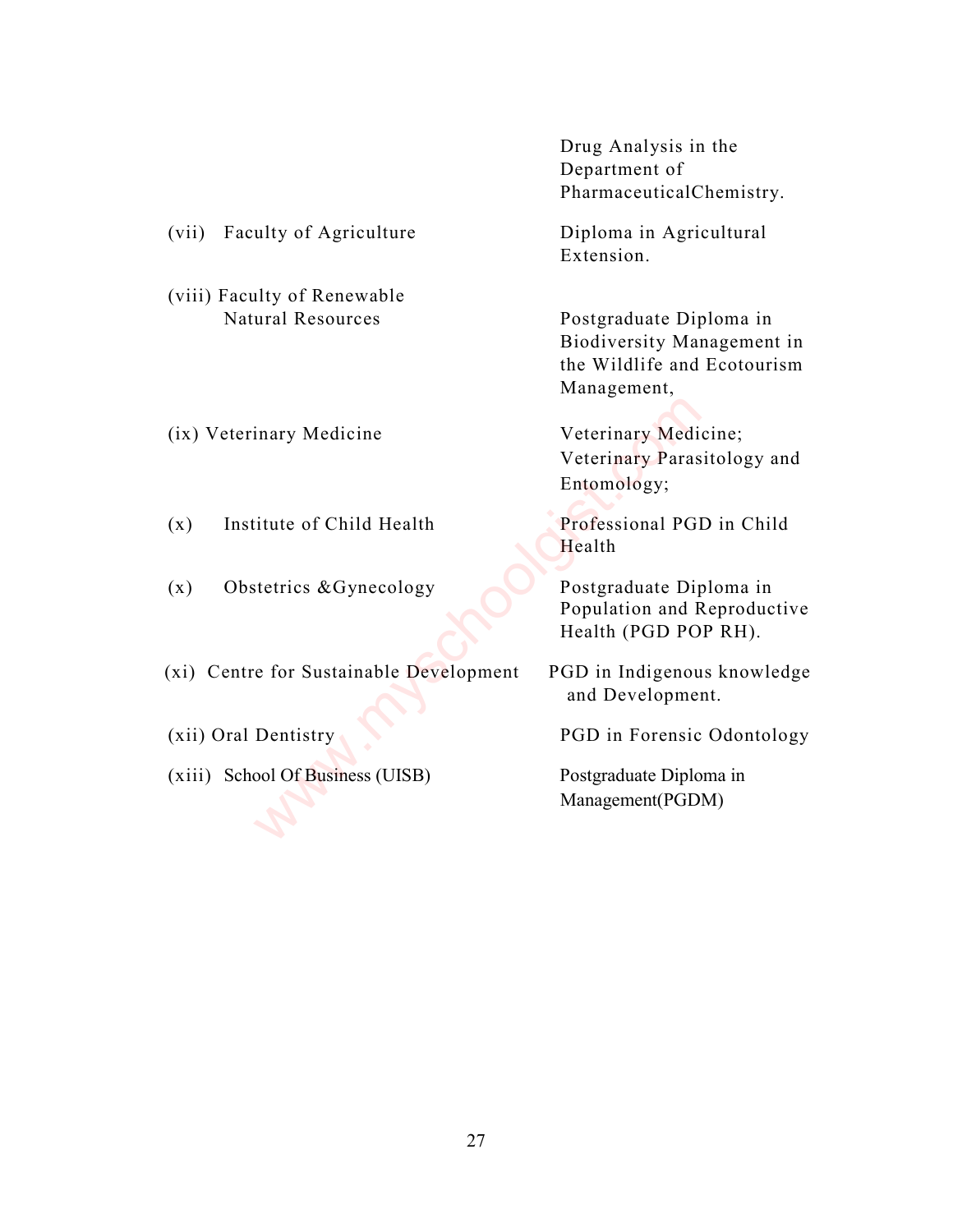| | |
|---|---|
| | Drug Analysis in the Department of PharmaceuticalChemistry. |
| (vii) Faculty of Agriculture | Diploma in Agricultural Extension. |
| (viii) Faculty of Renewable Natural Resources | Postgraduate Diploma in Biodiversity Management in the Wildlife and Ecotourism Management, |
| (ix) Veterinary Medicine | Veterinary Medicine; Veterinary Parasitology and Entomology; |
| (x) Institute of Child Health | Professional PGD in Child Health |
| (x) Obstetrics &Gynecology | Postgraduate Diploma in Population and Reproductive Health (PGD POP RH). |
| (xi) Centre for Sustainable Development | PGD in Indigenous knowledge and Development. |
| (xii) Oral Dentistry | PGD in Forensic Odontology |
| (xiii) School Of Business (UISB) | Postgraduate Diploma in Management(PGDM) |